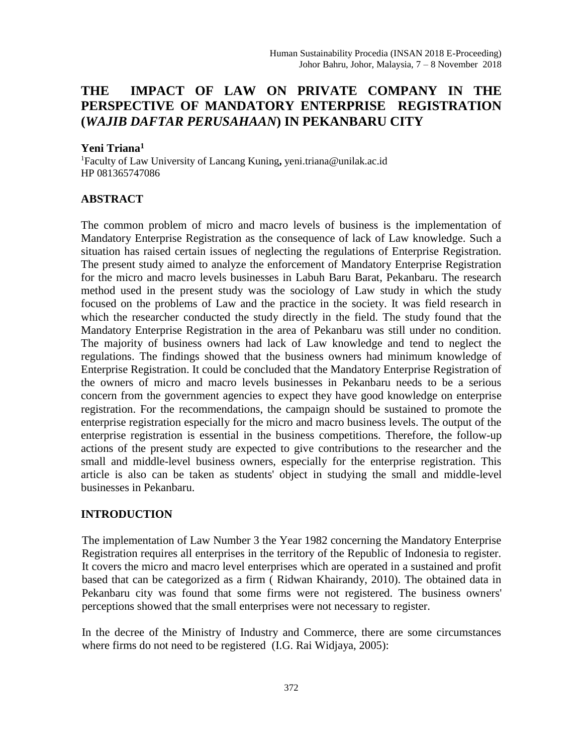# THE IMPACT OF LAW ON PRIVATE COMPANY IN THE PERSPECTIVE OF MANDATORY ENTERPRISE REGISTRATION (*WAJIB DAFTAR PERUSAHAAN*) IN PEKANBARU CITY

**Yeni Triana**[1]

[1]Faculty of Law University of Lancang Kuning**,** yeni.triana@unilak.ac.id
HP 081365747086

## ABSTRACT

The common problem of micro and macro levels of business is the implementation of Mandatory Enterprise Registration as the consequence of lack of Law knowledge. Such a situation has raised certain issues of neglecting the regulations of Enterprise Registration. The present study aimed to analyze the enforcement of Mandatory Enterprise Registration for the micro and macro levels businesses in Labuh Baru Barat, Pekanbaru. The research method used in the present study was the sociology of Law study in which the study focused on the problems of Law and the practice in the society. It was field research in which the researcher conducted the study directly in the field. The study found that the Mandatory Enterprise Registration in the area of Pekanbaru was still under no condition. The majority of business owners had lack of Law knowledge and tend to neglect the regulations. The findings showed that the business owners had minimum knowledge of Enterprise Registration. It could be concluded that the Mandatory Enterprise Registration of the owners of micro and macro levels businesses in Pekanbaru needs to be a serious concern from the government agencies to expect they have good knowledge on enterprise registration. For the recommendations, the campaign should be sustained to promote the enterprise registration especially for the micro and macro business levels. The output of the enterprise registration is essential in the business competitions. Therefore, the follow-up actions of the present study are expected to give contributions to the researcher and the small and middle-level business owners, especially for the enterprise registration. This article is also can be taken as students' object in studying the small and middle-level businesses in Pekanbaru.

## INTRODUCTION

The implementation of Law Number 3 the Year 1982 concerning the Mandatory Enterprise Registration requires all enterprises in the territory of the Republic of Indonesia to register. It covers the micro and macro level enterprises which are operated in a sustained and profit based that can be categorized as a firm ( Ridwan Khairandy, 2010). The obtained data in Pekanbaru city was found that some firms were not registered. The business owners' perceptions showed that the small enterprises were not necessary to register.

In the decree of the Ministry of Industry and Commerce, there are some circumstances where firms do not need to be registered (I.G. Rai Widjaya, 2005):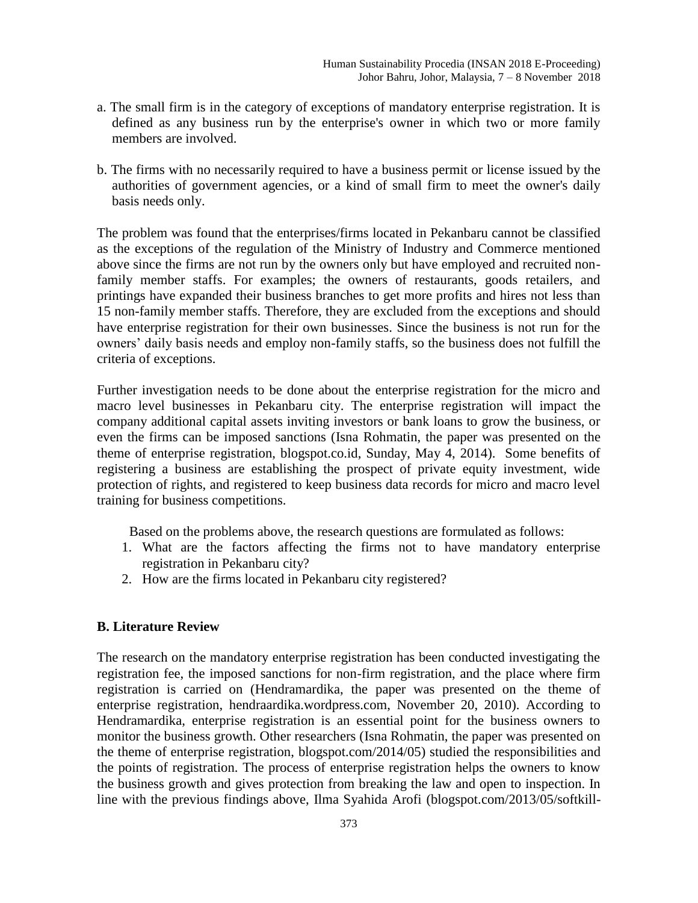a. The small firm is in the category of exceptions of mandatory enterprise registration. It is defined as any business run by the enterprise's owner in which two or more family members are involved.

b. The firms with no necessarily required to have a business permit or license issued by the authorities of government agencies, or a kind of small firm to meet the owner's daily basis needs only.

The problem was found that the enterprises/firms located in Pekanbaru cannot be classified as the exceptions of the regulation of the Ministry of Industry and Commerce mentioned above since the firms are not run by the owners only but have employed and recruited non-family member staffs. For examples; the owners of restaurants, goods retailers, and printings have expanded their business branches to get more profits and hires not less than 15 non-family member staffs. Therefore, they are excluded from the exceptions and should have enterprise registration for their own businesses. Since the business is not run for the owners' daily basis needs and employ non-family staffs, so the business does not fulfill the criteria of exceptions.

Further investigation needs to be done about the enterprise registration for the micro and macro level businesses in Pekanbaru city. The enterprise registration will impact the company additional capital assets inviting investors or bank loans to grow the business, or even the firms can be imposed sanctions (Isna Rohmatin, the paper was presented on the theme of enterprise registration, blogspot.co.id, Sunday, May 4, 2014). Some benefits of registering a business are establishing the prospect of private equity investment, wide protection of rights, and registered to keep business data records for micro and macro level training for business competitions.

Based on the problems above, the research questions are formulated as follows:

1. What are the factors affecting the firms not to have mandatory enterprise registration in Pekanbaru city?
2. How are the firms located in Pekanbaru city registered?

## B. Literature Review

The research on the mandatory enterprise registration has been conducted investigating the registration fee, the imposed sanctions for non-firm registration, and the place where firm registration is carried on (Hendramardika, the paper was presented on the theme of enterprise registration, hendraardika.wordpress.com, November 20, 2010). According to Hendramardika, enterprise registration is an essential point for the business owners to monitor the business growth. Other researchers (Isna Rohmatin, the paper was presented on the theme of enterprise registration, blogspot.com/2014/05) studied the responsibilities and the points of registration. The process of enterprise registration helps the owners to know the business growth and gives protection from breaking the law and open to inspection. In line with the previous findings above, Ilma Syahida Arofi (blogspot.com/2013/05/softkill-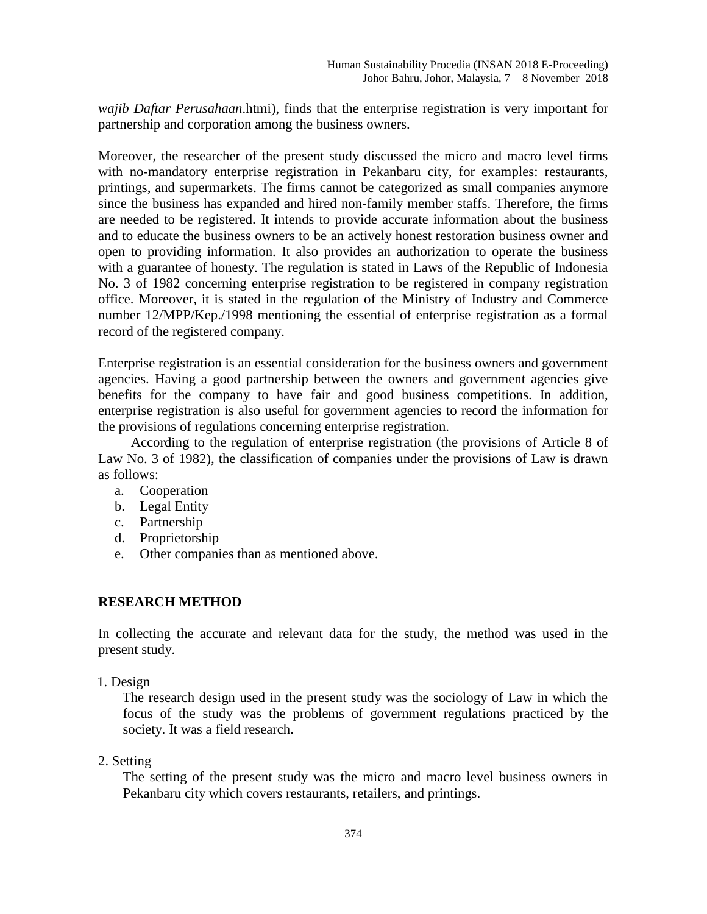*wajib Daftar Perusahaan*.htmi), finds that the enterprise registration is very important for partnership and corporation among the business owners.

Moreover, the researcher of the present study discussed the micro and macro level firms with no-mandatory enterprise registration in Pekanbaru city, for examples: restaurants, printings, and supermarkets. The firms cannot be categorized as small companies anymore since the business has expanded and hired non-family member staffs. Therefore, the firms are needed to be registered. It intends to provide accurate information about the business and to educate the business owners to be an actively honest restoration business owner and open to providing information. It also provides an authorization to operate the business with a guarantee of honesty. The regulation is stated in Laws of the Republic of Indonesia No. 3 of 1982 concerning enterprise registration to be registered in company registration office. Moreover, it is stated in the regulation of the Ministry of Industry and Commerce number 12/MPP/Kep./1998 mentioning the essential of enterprise registration as a formal record of the registered company.

Enterprise registration is an essential consideration for the business owners and government agencies. Having a good partnership between the owners and government agencies give benefits for the company to have fair and good business competitions. In addition, enterprise registration is also useful for government agencies to record the information for the provisions of regulations concerning enterprise registration.

According to the regulation of enterprise registration (the provisions of Article 8 of Law No. 3 of 1982), the classification of companies under the provisions of Law is drawn as follows:

a. Cooperation
b. Legal Entity
c. Partnership
d. Proprietorship
e. Other companies than as mentioned above.

## RESEARCH METHOD

In collecting the accurate and relevant data for the study, the method was used in the present study.

1. Design

   The research design used in the present study was the sociology of Law in which the focus of the study was the problems of government regulations practiced by the society. It was a field research.

2. Setting

   The setting of the present study was the micro and macro level business owners in Pekanbaru city which covers restaurants, retailers, and printings.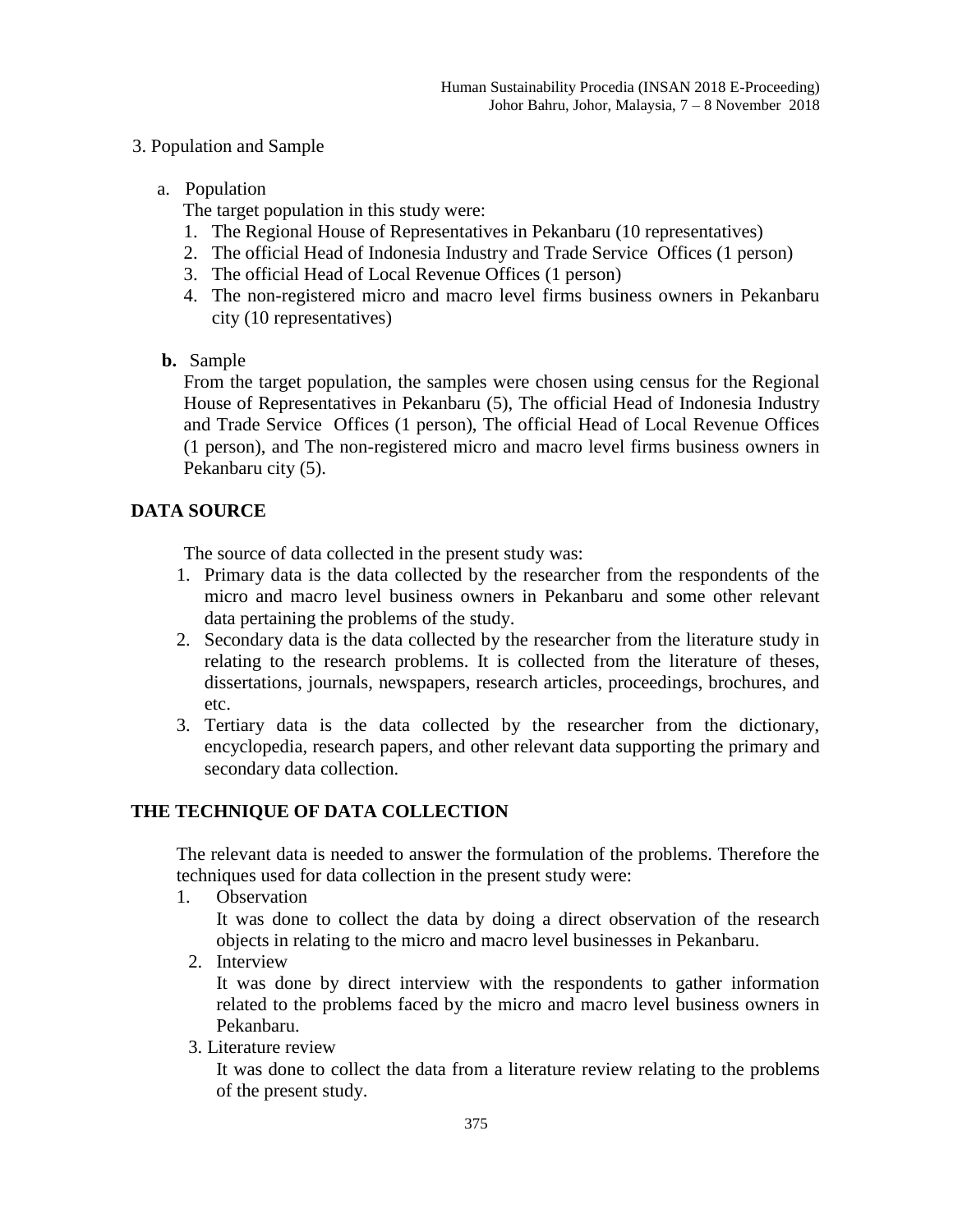3. Population and Sample

a. Population

The target population in this study were:

1. The Regional House of Representatives in Pekanbaru (10 representatives)
2. The official Head of Indonesia Industry and Trade Service Offices (1 person)
3. The official Head of Local Revenue Offices (1 person)
4. The non-registered micro and macro level firms business owners in Pekanbaru city (10 representatives)

**b.** Sample

From the target population, the samples were chosen using census for the Regional House of Representatives in Pekanbaru (5), The official Head of Indonesia Industry and Trade Service Offices (1 person), The official Head of Local Revenue Offices (1 person), and The non-registered micro and macro level firms business owners in Pekanbaru city (5).

## DATA SOURCE

The source of data collected in the present study was:

1. Primary data is the data collected by the researcher from the respondents of the micro and macro level business owners in Pekanbaru and some other relevant data pertaining the problems of the study.
2. Secondary data is the data collected by the researcher from the literature study in relating to the research problems. It is collected from the literature of theses, dissertations, journals, newspapers, research articles, proceedings, brochures, and etc.
3. Tertiary data is the data collected by the researcher from the dictionary, encyclopedia, research papers, and other relevant data supporting the primary and secondary data collection.

## THE TECHNIQUE OF DATA COLLECTION

The relevant data is needed to answer the formulation of the problems. Therefore the techniques used for data collection in the present study were:

1. Observation

   It was done to collect the data by doing a direct observation of the research objects in relating to the micro and macro level businesses in Pekanbaru.

2. Interview

   It was done by direct interview with the respondents to gather information related to the problems faced by the micro and macro level business owners in Pekanbaru.

3. Literature review

   It was done to collect the data from a literature review relating to the problems of the present study.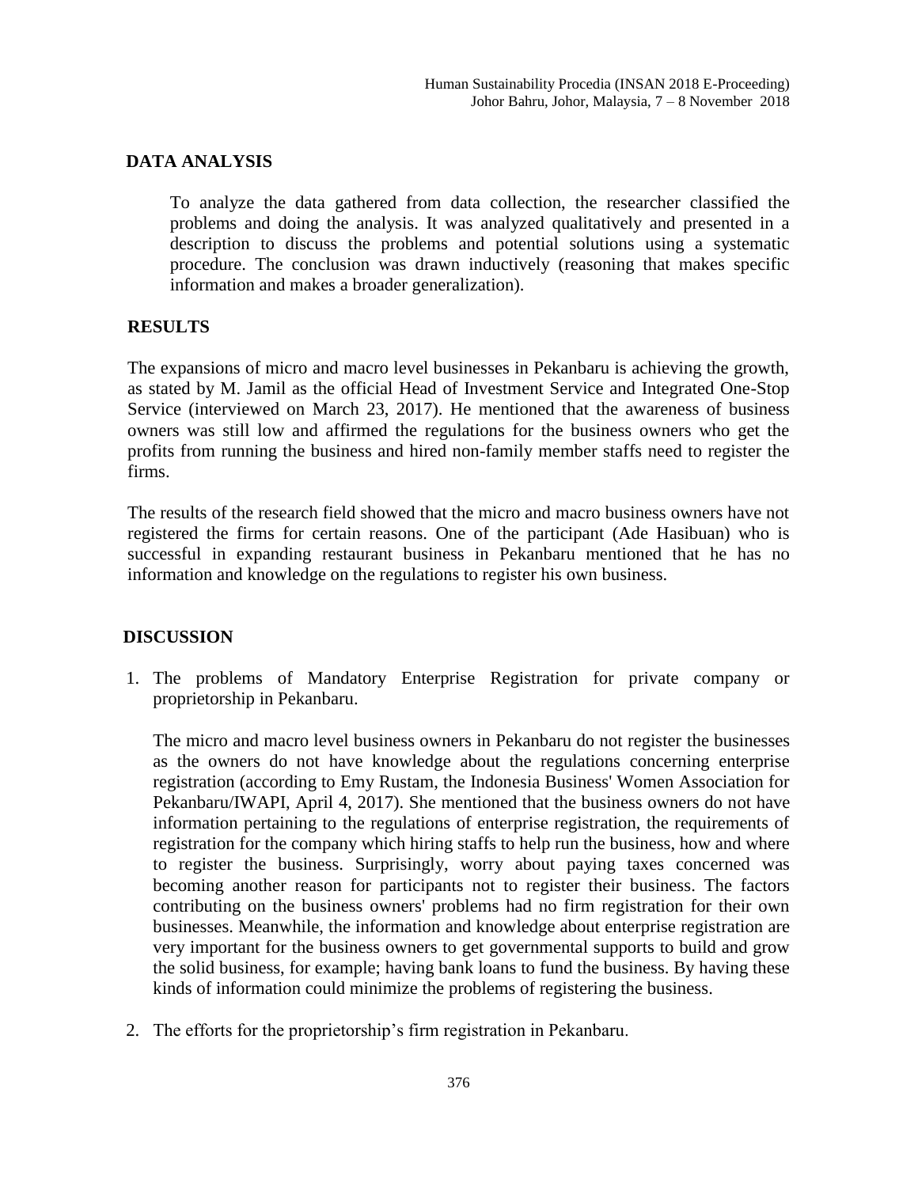## DATA ANALYSIS

To analyze the data gathered from data collection, the researcher classified the problems and doing the analysis. It was analyzed qualitatively and presented in a description to discuss the problems and potential solutions using a systematic procedure. The conclusion was drawn inductively (reasoning that makes specific information and makes a broader generalization).

## RESULTS

The expansions of micro and macro level businesses in Pekanbaru is achieving the growth, as stated by M. Jamil as the official Head of Investment Service and Integrated One-Stop Service (interviewed on March 23, 2017). He mentioned that the awareness of business owners was still low and affirmed the regulations for the business owners who get the profits from running the business and hired non-family member staffs need to register the firms.

The results of the research field showed that the micro and macro business owners have not registered the firms for certain reasons. One of the participant (Ade Hasibuan) who is successful in expanding restaurant business in Pekanbaru mentioned that he has no information and knowledge on the regulations to register his own business.

## DISCUSSION

1. The problems of Mandatory Enterprise Registration for private company or proprietorship in Pekanbaru.

   The micro and macro level business owners in Pekanbaru do not register the businesses as the owners do not have knowledge about the regulations concerning enterprise registration (according to Emy Rustam, the Indonesia Business' Women Association for Pekanbaru/IWAPI, April 4, 2017). She mentioned that the business owners do not have information pertaining to the regulations of enterprise registration, the requirements of registration for the company which hiring staffs to help run the business, how and where to register the business. Surprisingly, worry about paying taxes concerned was becoming another reason for participants not to register their business. The factors contributing on the business owners' problems had no firm registration for their own businesses. Meanwhile, the information and knowledge about enterprise registration are very important for the business owners to get governmental supports to build and grow the solid business, for example; having bank loans to fund the business. By having these kinds of information could minimize the problems of registering the business.

2. The efforts for the proprietorship's firm registration in Pekanbaru.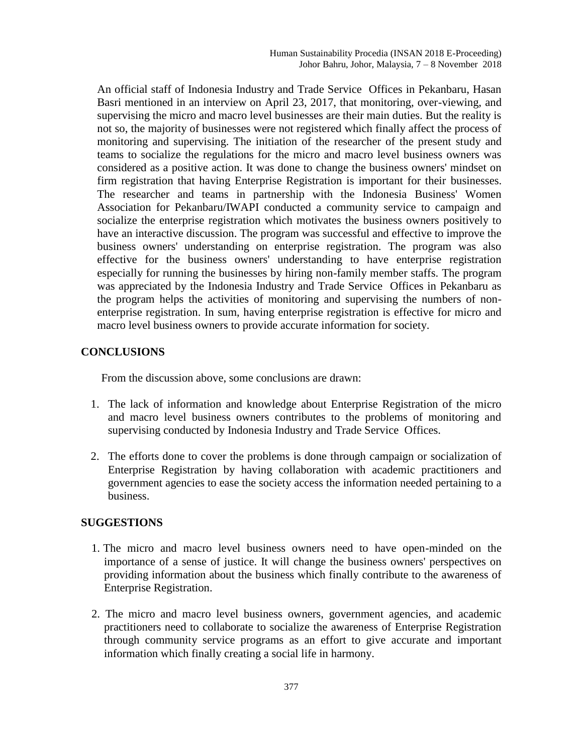An official staff of Indonesia Industry and Trade Service Offices in Pekanbaru, Hasan Basri mentioned in an interview on April 23, 2017, that monitoring, over-viewing, and supervising the micro and macro level businesses are their main duties. But the reality is not so, the majority of businesses were not registered which finally affect the process of monitoring and supervising. The initiation of the researcher of the present study and teams to socialize the regulations for the micro and macro level business owners was considered as a positive action. It was done to change the business owners' mindset on firm registration that having Enterprise Registration is important for their businesses. The researcher and teams in partnership with the Indonesia Business' Women Association for Pekanbaru/IWAPI conducted a community service to campaign and socialize the enterprise registration which motivates the business owners positively to have an interactive discussion. The program was successful and effective to improve the business owners' understanding on enterprise registration. The program was also effective for the business owners' understanding to have enterprise registration especially for running the businesses by hiring non-family member staffs. The program was appreciated by the Indonesia Industry and Trade Service Offices in Pekanbaru as the program helps the activities of monitoring and supervising the numbers of non-enterprise registration. In sum, having enterprise registration is effective for micro and macro level business owners to provide accurate information for society.

## CONCLUSIONS

From the discussion above, some conclusions are drawn:

1. The lack of information and knowledge about Enterprise Registration of the micro and macro level business owners contributes to the problems of monitoring and supervising conducted by Indonesia Industry and Trade Service Offices.

2. The efforts done to cover the problems is done through campaign or socialization of Enterprise Registration by having collaboration with academic practitioners and government agencies to ease the society access the information needed pertaining to a business.

## SUGGESTIONS

1. The micro and macro level business owners need to have open-minded on the importance of a sense of justice. It will change the business owners' perspectives on providing information about the business which finally contribute to the awareness of Enterprise Registration.

2. The micro and macro level business owners, government agencies, and academic practitioners need to collaborate to socialize the awareness of Enterprise Registration through community service programs as an effort to give accurate and important information which finally creating a social life in harmony.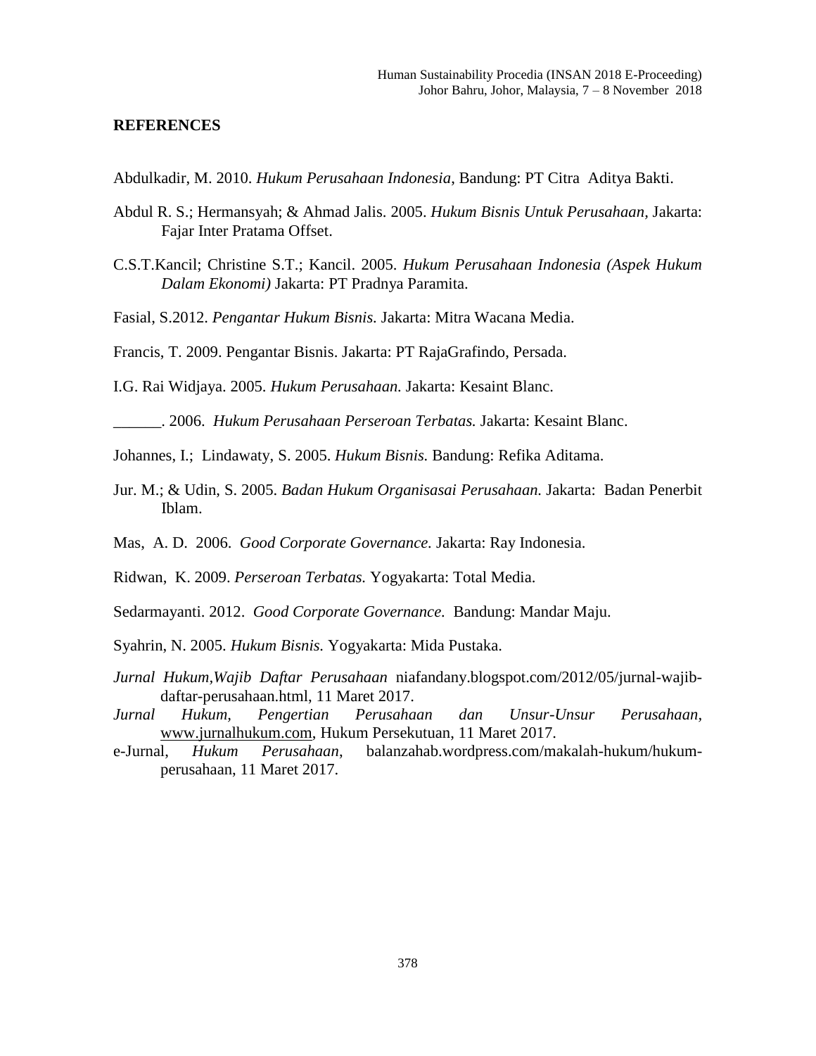## REFERENCES

Abdulkadir, M. 2010. *Hukum Perusahaan Indonesia*, Bandung: PT Citra Aditya Bakti.

Abdul R. S.; Hermansyah; & Ahmad Jalis. 2005. *Hukum Bisnis Untuk Perusahaan,* Jakarta: Fajar Inter Pratama Offset.

C.S.T.Kancil; Christine S.T.; Kancil. 2005. *Hukum Perusahaan Indonesia (Aspek Hukum Dalam Ekonomi)* Jakarta: PT Pradnya Paramita.

Fasial, S.2012. *Pengantar Hukum Bisnis.* Jakarta: Mitra Wacana Media.

Francis, T. 2009. Pengantar Bisnis. Jakarta: PT RajaGrafindo, Persada.

I.G. Rai Widjaya. 2005. *Hukum Perusahaan.* Jakarta: Kesaint Blanc.

______. 2006. *Hukum Perusahaan Perseroan Terbatas.* Jakarta: Kesaint Blanc.

Johannes, I.; Lindawaty, S. 2005. *Hukum Bisnis.* Bandung: Refika Aditama.

Jur. M.; & Udin, S. 2005. *Badan Hukum Organisasai Perusahaan.* Jakarta: Badan Penerbit Iblam.

Mas, A. D. 2006. *Good Corporate Governance.* Jakarta: Ray Indonesia.

Ridwan, K. 2009. *Perseroan Terbatas.* Yogyakarta: Total Media.

Sedarmayanti. 2012. *Good Corporate Governance.* Bandung: Mandar Maju.

Syahrin, N. 2005. *Hukum Bisnis.* Yogyakarta: Mida Pustaka.

*Jurnal Hukum,Wajib Daftar Perusahaan* niafandany.blogspot.com/2012/05/jurnal-wajib-daftar-perusahaan.html, 11 Maret 2017.

*Jurnal Hukum, Pengertian Perusahaan dan Unsur-Unsur Perusahaan*, www.jurnalhukum.com, Hukum Persekutuan, 11 Maret 2017.

e-Jurnal, *Hukum Perusahaan*, balanzahab.wordpress.com/makalah-hukum/hukum-perusahaan, 11 Maret 2017.